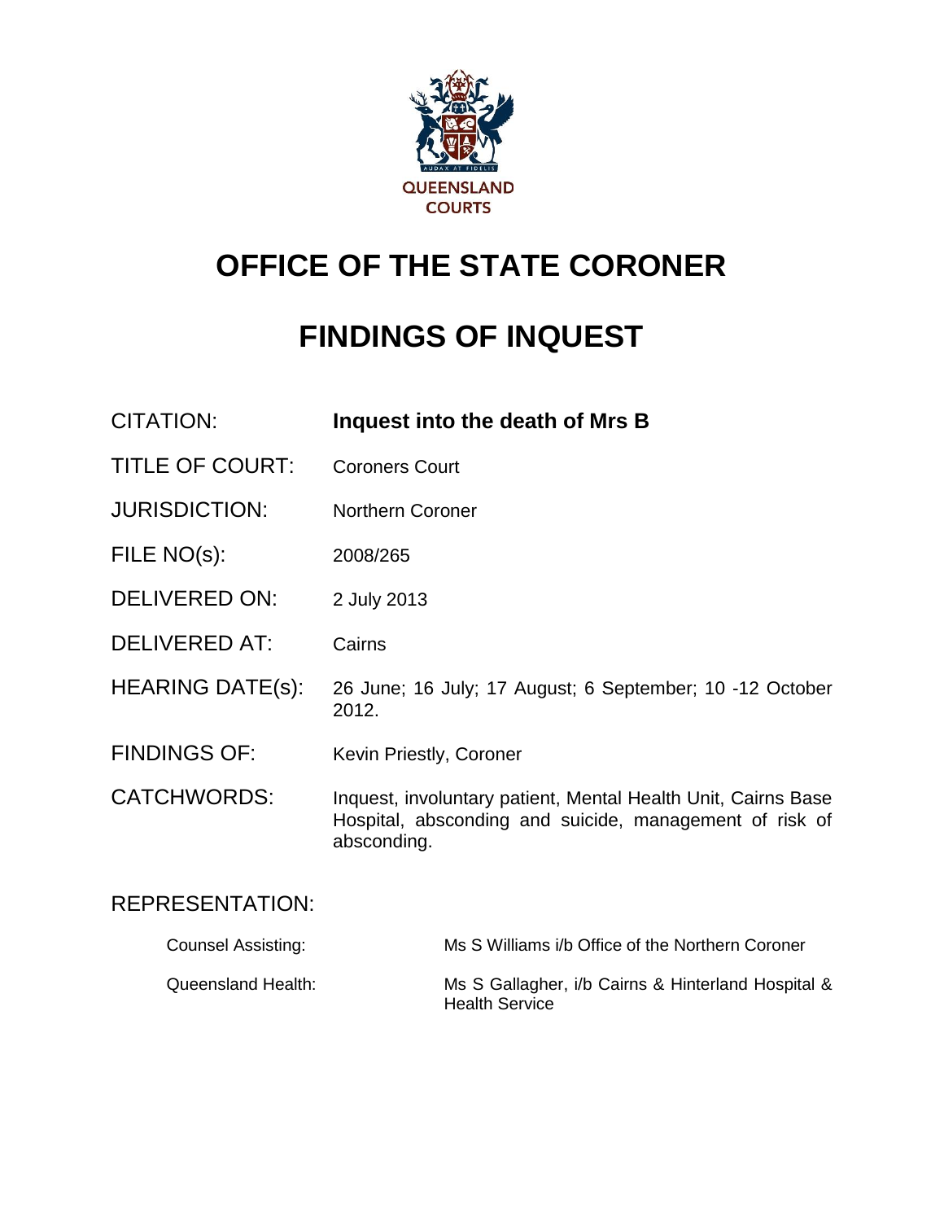QUEENSLAND COURTS

# OFFICE OF THE STATE CORONER

# FINDINGS OF INQUEST

| | |
|---|---|
| CITATION: | **Inquest into the death of Mrs B** |
| TITLE OF COURT: | Coroners Court |
| JURISDICTION: | Northern Coroner |
| FILE NO(s): | 2008/265 |
| DELIVERED ON: | 2 July 2013 |
| DELIVERED AT: | Cairns |
| HEARING DATE(s): | 26 June; 16 July; 17 August; 6 September; 10 -12 October 2012. |
| FINDINGS OF: | Kevin Priestly, Coroner |
| CATCHWORDS: | Inquest, involuntary patient, Mental Health Unit, Cairns Base Hospital, absconding and suicide, management of risk of absconding. |

REPRESENTATION:

| | |
|---|---|
| Counsel Assisting: | Ms S Williams i/b Office of the Northern Coroner |
| Queensland Health: | Ms S Gallagher, i/b Cairns & Hinterland Hospital & Health Service |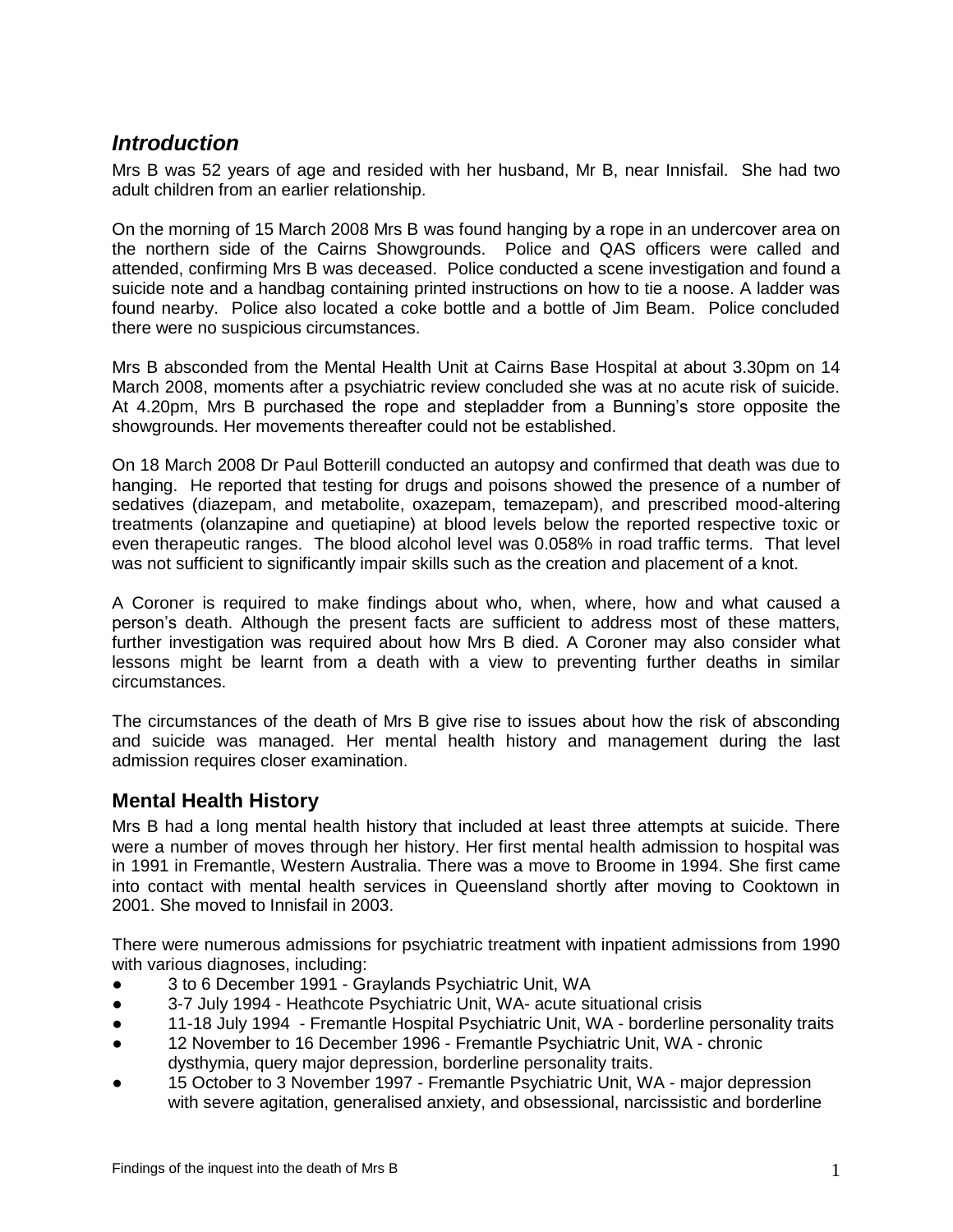## *Introduction*

Mrs B was 52 years of age and resided with her husband, Mr B, near Innisfail. She had two adult children from an earlier relationship.

On the morning of 15 March 2008 Mrs B was found hanging by a rope in an undercover area on the northern side of the Cairns Showgrounds. Police and QAS officers were called and attended, confirming Mrs B was deceased. Police conducted a scene investigation and found a suicide note and a handbag containing printed instructions on how to tie a noose. A ladder was found nearby. Police also located a coke bottle and a bottle of Jim Beam. Police concluded there were no suspicious circumstances.

Mrs B absconded from the Mental Health Unit at Cairns Base Hospital at about 3.30pm on 14 March 2008, moments after a psychiatric review concluded she was at no acute risk of suicide. At 4.20pm, Mrs B purchased the rope and stepladder from a Bunning's store opposite the showgrounds. Her movements thereafter could not be established.

On 18 March 2008 Dr Paul Botterill conducted an autopsy and confirmed that death was due to hanging. He reported that testing for drugs and poisons showed the presence of a number of sedatives (diazepam, and metabolite, oxazepam, temazepam), and prescribed mood-altering treatments (olanzapine and quetiapine) at blood levels below the reported respective toxic or even therapeutic ranges. The blood alcohol level was 0.058% in road traffic terms. That level was not sufficient to significantly impair skills such as the creation and placement of a knot.

A Coroner is required to make findings about who, when, where, how and what caused a person's death. Although the present facts are sufficient to address most of these matters, further investigation was required about how Mrs B died. A Coroner may also consider what lessons might be learnt from a death with a view to preventing further deaths in similar circumstances.

The circumstances of the death of Mrs B give rise to issues about how the risk of absconding and suicide was managed. Her mental health history and management during the last admission requires closer examination.

### Mental Health History

Mrs B had a long mental health history that included at least three attempts at suicide. There were a number of moves through her history. Her first mental health admission to hospital was in 1991 in Fremantle, Western Australia. There was a move to Broome in 1994. She first came into contact with mental health services in Queensland shortly after moving to Cooktown in 2001. She moved to Innisfail in 2003.

There were numerous admissions for psychiatric treatment with inpatient admissions from 1990 with various diagnoses, including:

- 3 to 6 December 1991 - Graylands Psychiatric Unit, WA
- 3-7 July 1994 - Heathcote Psychiatric Unit, WA- acute situational crisis
- 11-18 July 1994 - Fremantle Hospital Psychiatric Unit, WA - borderline personality traits
- 12 November to 16 December 1996 - Fremantle Psychiatric Unit, WA - chronic dysthymia, query major depression, borderline personality traits.
- 15 October to 3 November 1997 - Fremantle Psychiatric Unit, WA - major depression with severe agitation, generalised anxiety, and obsessional, narcissistic and borderline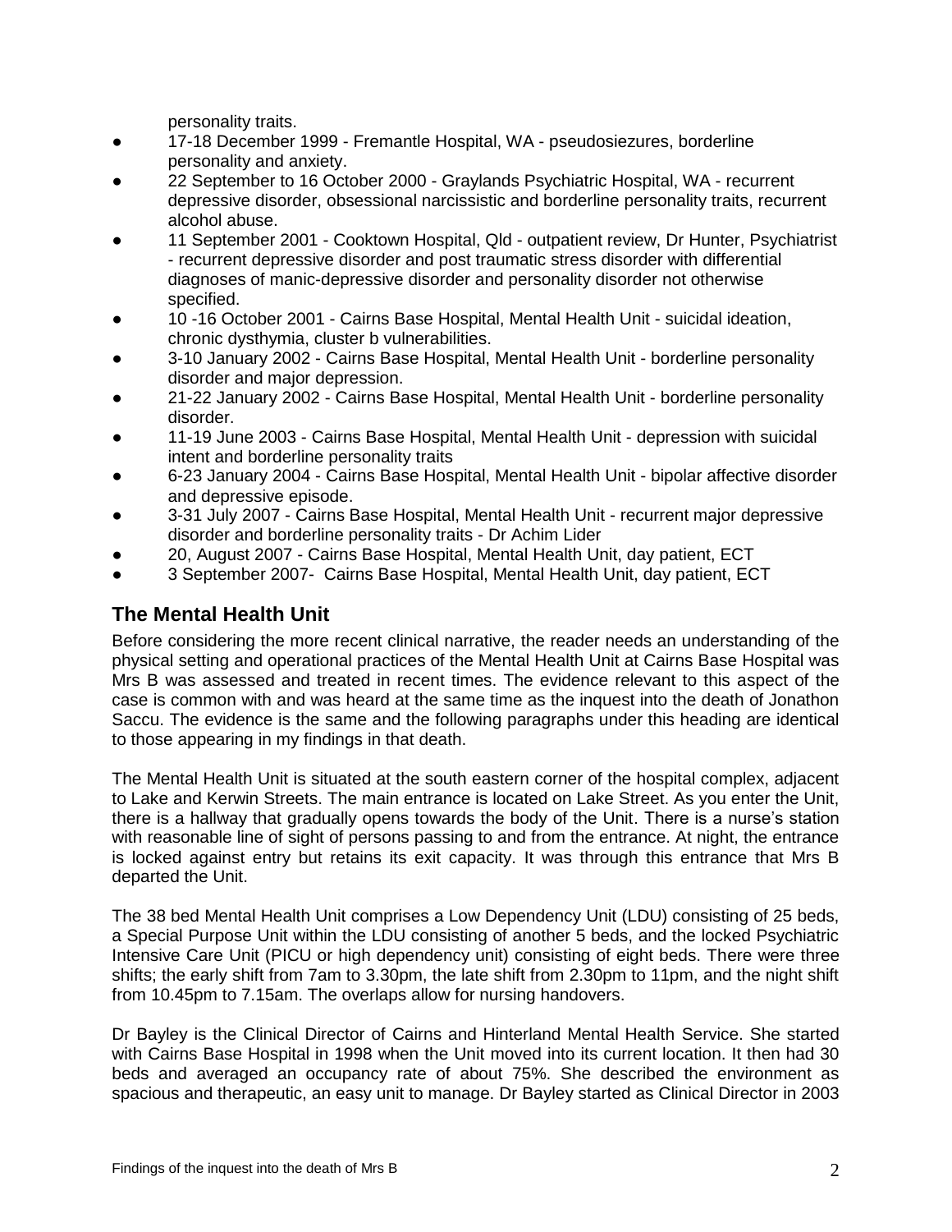personality traits.

- 17-18 December 1999 - Fremantle Hospital, WA - pseudosiezures, borderline personality and anxiety.
- 22 September to 16 October 2000 - Graylands Psychiatric Hospital, WA - recurrent depressive disorder, obsessional narcissistic and borderline personality traits, recurrent alcohol abuse.
- 11 September 2001 - Cooktown Hospital, Qld - outpatient review, Dr Hunter, Psychiatrist - recurrent depressive disorder and post traumatic stress disorder with differential diagnoses of manic-depressive disorder and personality disorder not otherwise specified.
- 10 -16 October 2001 - Cairns Base Hospital, Mental Health Unit - suicidal ideation, chronic dysthymia, cluster b vulnerabilities.
- 3-10 January 2002 - Cairns Base Hospital, Mental Health Unit - borderline personality disorder and major depression.
- 21-22 January 2002 - Cairns Base Hospital, Mental Health Unit - borderline personality disorder.
- 11-19 June 2003 - Cairns Base Hospital, Mental Health Unit - depression with suicidal intent and borderline personality traits
- 6-23 January 2004 - Cairns Base Hospital, Mental Health Unit - bipolar affective disorder and depressive episode.
- 3-31 July 2007 - Cairns Base Hospital, Mental Health Unit - recurrent major depressive disorder and borderline personality traits - Dr Achim Lider
- 20, August 2007 - Cairns Base Hospital, Mental Health Unit, day patient, ECT
- 3 September 2007- Cairns Base Hospital, Mental Health Unit, day patient, ECT

## The Mental Health Unit

Before considering the more recent clinical narrative, the reader needs an understanding of the physical setting and operational practices of the Mental Health Unit at Cairns Base Hospital was Mrs B was assessed and treated in recent times. The evidence relevant to this aspect of the case is common with and was heard at the same time as the inquest into the death of Jonathon Saccu. The evidence is the same and the following paragraphs under this heading are identical to those appearing in my findings in that death.

The Mental Health Unit is situated at the south eastern corner of the hospital complex, adjacent to Lake and Kerwin Streets. The main entrance is located on Lake Street. As you enter the Unit, there is a hallway that gradually opens towards the body of the Unit. There is a nurse's station with reasonable line of sight of persons passing to and from the entrance. At night, the entrance is locked against entry but retains its exit capacity. It was through this entrance that Mrs B departed the Unit.

The 38 bed Mental Health Unit comprises a Low Dependency Unit (LDU) consisting of 25 beds, a Special Purpose Unit within the LDU consisting of another 5 beds, and the locked Psychiatric Intensive Care Unit (PICU or high dependency unit) consisting of eight beds. There were three shifts; the early shift from 7am to 3.30pm, the late shift from 2.30pm to 11pm, and the night shift from 10.45pm to 7.15am. The overlaps allow for nursing handovers.

Dr Bayley is the Clinical Director of Cairns and Hinterland Mental Health Service. She started with Cairns Base Hospital in 1998 when the Unit moved into its current location. It then had 30 beds and averaged an occupancy rate of about 75%. She described the environment as spacious and therapeutic, an easy unit to manage. Dr Bayley started as Clinical Director in 2003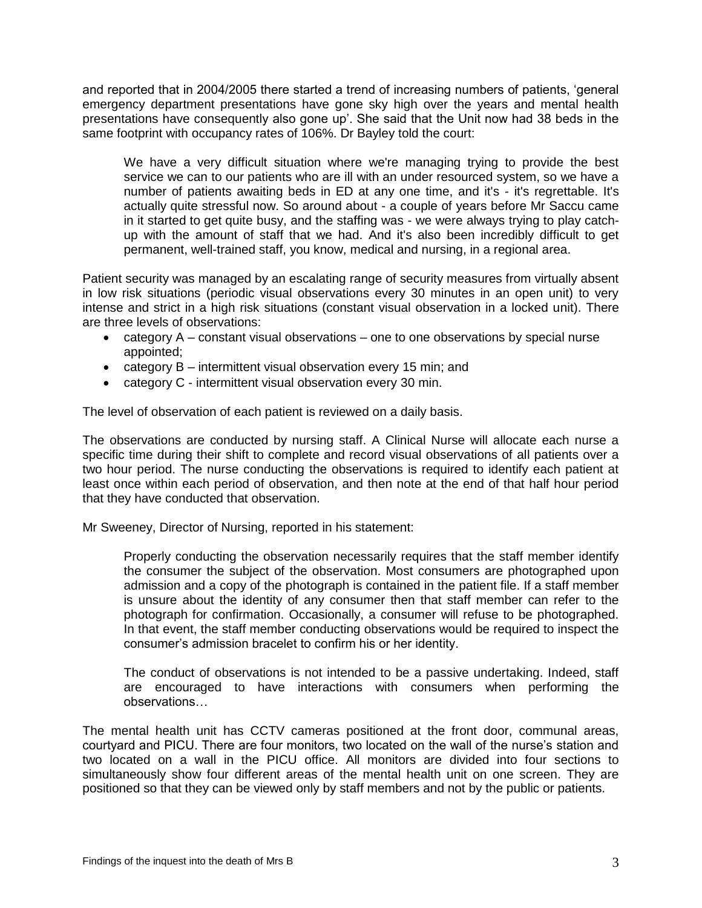and reported that in 2004/2005 there started a trend of increasing numbers of patients, 'general emergency department presentations have gone sky high over the years and mental health presentations have consequently also gone up'. She said that the Unit now had 38 beds in the same footprint with occupancy rates of 106%. Dr Bayley told the court:

> We have a very difficult situation where we're managing trying to provide the best service we can to our patients who are ill with an under resourced system, so we have a number of patients awaiting beds in ED at any one time, and it's - it's regrettable. It's actually quite stressful now. So around about - a couple of years before Mr Saccu came in it started to get quite busy, and the staffing was - we were always trying to play catch-up with the amount of staff that we had. And it's also been incredibly difficult to get permanent, well-trained staff, you know, medical and nursing, in a regional area.

Patient security was managed by an escalating range of security measures from virtually absent in low risk situations (periodic visual observations every 30 minutes in an open unit) to very intense and strict in a high risk situations (constant visual observation in a locked unit). There are three levels of observations:

- category A – constant visual observations – one to one observations by special nurse appointed;
- category B – intermittent visual observation every 15 min; and
- category C - intermittent visual observation every 30 min.

The level of observation of each patient is reviewed on a daily basis.

The observations are conducted by nursing staff. A Clinical Nurse will allocate each nurse a specific time during their shift to complete and record visual observations of all patients over a two hour period. The nurse conducting the observations is required to identify each patient at least once within each period of observation, and then note at the end of that half hour period that they have conducted that observation.

Mr Sweeney, Director of Nursing, reported in his statement:

> Properly conducting the observation necessarily requires that the staff member identify the consumer the subject of the observation. Most consumers are photographed upon admission and a copy of the photograph is contained in the patient file. If a staff member is unsure about the identity of any consumer then that staff member can refer to the photograph for confirmation. Occasionally, a consumer will refuse to be photographed. In that event, the staff member conducting observations would be required to inspect the consumer's admission bracelet to confirm his or her identity.
>
> The conduct of observations is not intended to be a passive undertaking. Indeed, staff are encouraged to have interactions with consumers when performing the observations…

The mental health unit has CCTV cameras positioned at the front door, communal areas, courtyard and PICU. There are four monitors, two located on the wall of the nurse's station and two located on a wall in the PICU office. All monitors are divided into four sections to simultaneously show four different areas of the mental health unit on one screen. They are positioned so that they can be viewed only by staff members and not by the public or patients.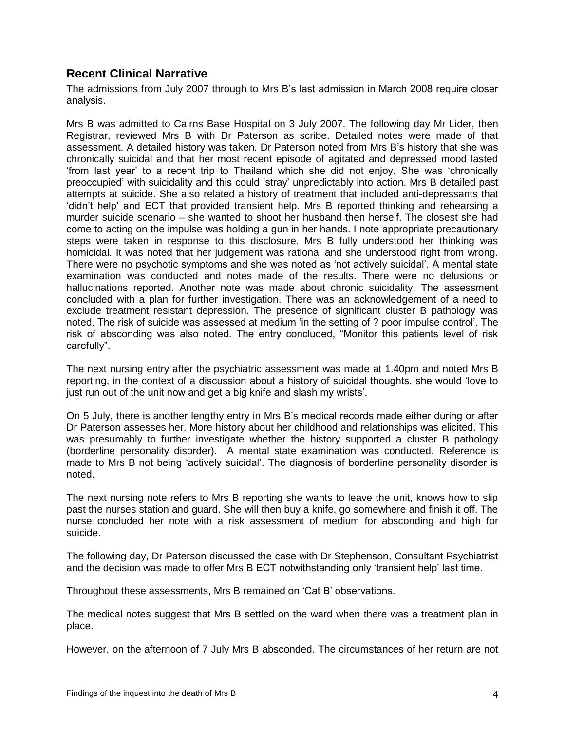## Recent Clinical Narrative

The admissions from July 2007 through to Mrs B's last admission in March 2008 require closer analysis.

Mrs B was admitted to Cairns Base Hospital on 3 July 2007. The following day Mr Lider, then Registrar, reviewed Mrs B with Dr Paterson as scribe. Detailed notes were made of that assessment. A detailed history was taken. Dr Paterson noted from Mrs B's history that she was chronically suicidal and that her most recent episode of agitated and depressed mood lasted 'from last year' to a recent trip to Thailand which she did not enjoy. She was 'chronically preoccupied' with suicidality and this could 'stray' unpredictably into action. Mrs B detailed past attempts at suicide. She also related a history of treatment that included anti-depressants that 'didn't help' and ECT that provided transient help. Mrs B reported thinking and rehearsing a murder suicide scenario – she wanted to shoot her husband then herself. The closest she had come to acting on the impulse was holding a gun in her hands. I note appropriate precautionary steps were taken in response to this disclosure. Mrs B fully understood her thinking was homicidal. It was noted that her judgement was rational and she understood right from wrong. There were no psychotic symptoms and she was noted as 'not actively suicidal'. A mental state examination was conducted and notes made of the results. There were no delusions or hallucinations reported. Another note was made about chronic suicidality. The assessment concluded with a plan for further investigation. There was an acknowledgement of a need to exclude treatment resistant depression. The presence of significant cluster B pathology was noted. The risk of suicide was assessed at medium 'in the setting of ? poor impulse control'. The risk of absconding was also noted. The entry concluded, "Monitor this patients level of risk carefully".

The next nursing entry after the psychiatric assessment was made at 1.40pm and noted Mrs B reporting, in the context of a discussion about a history of suicidal thoughts, she would 'love to just run out of the unit now and get a big knife and slash my wrists'.

On 5 July, there is another lengthy entry in Mrs B's medical records made either during or after Dr Paterson assesses her. More history about her childhood and relationships was elicited. This was presumably to further investigate whether the history supported a cluster B pathology (borderline personality disorder). A mental state examination was conducted. Reference is made to Mrs B not being 'actively suicidal'. The diagnosis of borderline personality disorder is noted.

The next nursing note refers to Mrs B reporting she wants to leave the unit, knows how to slip past the nurses station and guard. She will then buy a knife, go somewhere and finish it off. The nurse concluded her note with a risk assessment of medium for absconding and high for suicide.

The following day, Dr Paterson discussed the case with Dr Stephenson, Consultant Psychiatrist and the decision was made to offer Mrs B ECT notwithstanding only 'transient help' last time.

Throughout these assessments, Mrs B remained on 'Cat B' observations.

The medical notes suggest that Mrs B settled on the ward when there was a treatment plan in place.

However, on the afternoon of 7 July Mrs B absconded. The circumstances of her return are not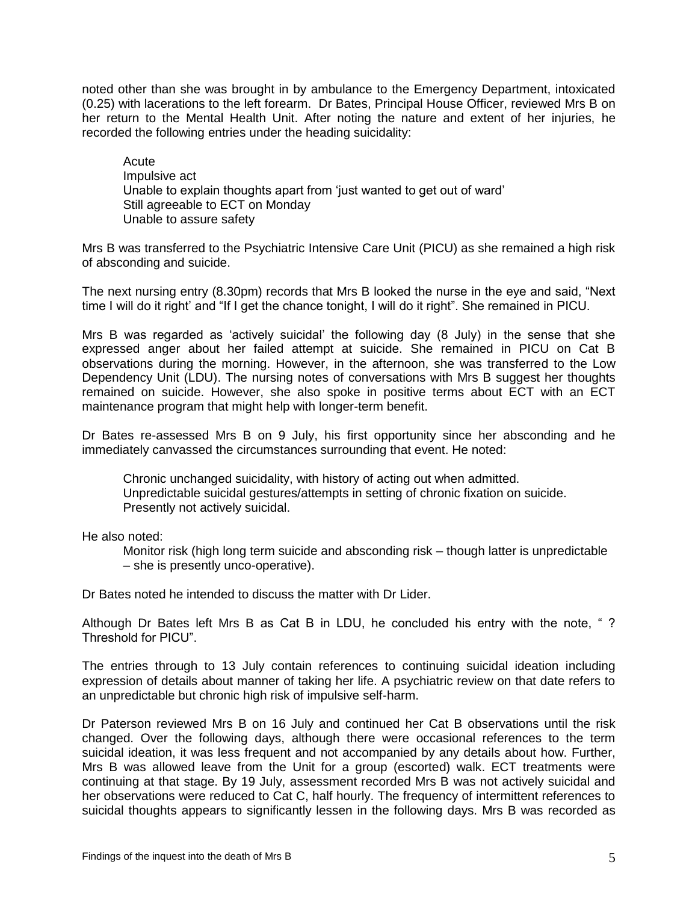noted other than she was brought in by ambulance to the Emergency Department, intoxicated (0.25) with lacerations to the left forearm. Dr Bates, Principal House Officer, reviewed Mrs B on her return to the Mental Health Unit. After noting the nature and extent of her injuries, he recorded the following entries under the heading suicidality:

> Acute
> Impulsive act
> Unable to explain thoughts apart from 'just wanted to get out of ward'
> Still agreeable to ECT on Monday
> Unable to assure safety

Mrs B was transferred to the Psychiatric Intensive Care Unit (PICU) as she remained a high risk of absconding and suicide.

The next nursing entry (8.30pm) records that Mrs B looked the nurse in the eye and said, "Next time I will do it right' and "If I get the chance tonight, I will do it right". She remained in PICU.

Mrs B was regarded as 'actively suicidal' the following day (8 July) in the sense that she expressed anger about her failed attempt at suicide. She remained in PICU on Cat B observations during the morning. However, in the afternoon, she was transferred to the Low Dependency Unit (LDU). The nursing notes of conversations with Mrs B suggest her thoughts remained on suicide. However, she also spoke in positive terms about ECT with an ECT maintenance program that might help with longer-term benefit.

Dr Bates re-assessed Mrs B on 9 July, his first opportunity since her absconding and he immediately canvassed the circumstances surrounding that event. He noted:

> Chronic unchanged suicidality, with history of acting out when admitted.
> Unpredictable suicidal gestures/attempts in setting of chronic fixation on suicide.
> Presently not actively suicidal.

He also noted:

> Monitor risk (high long term suicide and absconding risk – though latter is unpredictable – she is presently unco-operative).

Dr Bates noted he intended to discuss the matter with Dr Lider.

Although Dr Bates left Mrs B as Cat B in LDU, he concluded his entry with the note, " ? Threshold for PICU".

The entries through to 13 July contain references to continuing suicidal ideation including expression of details about manner of taking her life. A psychiatric review on that date refers to an unpredictable but chronic high risk of impulsive self-harm.

Dr Paterson reviewed Mrs B on 16 July and continued her Cat B observations until the risk changed. Over the following days, although there were occasional references to the term suicidal ideation, it was less frequent and not accompanied by any details about how. Further, Mrs B was allowed leave from the Unit for a group (escorted) walk. ECT treatments were continuing at that stage. By 19 July, assessment recorded Mrs B was not actively suicidal and her observations were reduced to Cat C, half hourly. The frequency of intermittent references to suicidal thoughts appears to significantly lessen in the following days. Mrs B was recorded as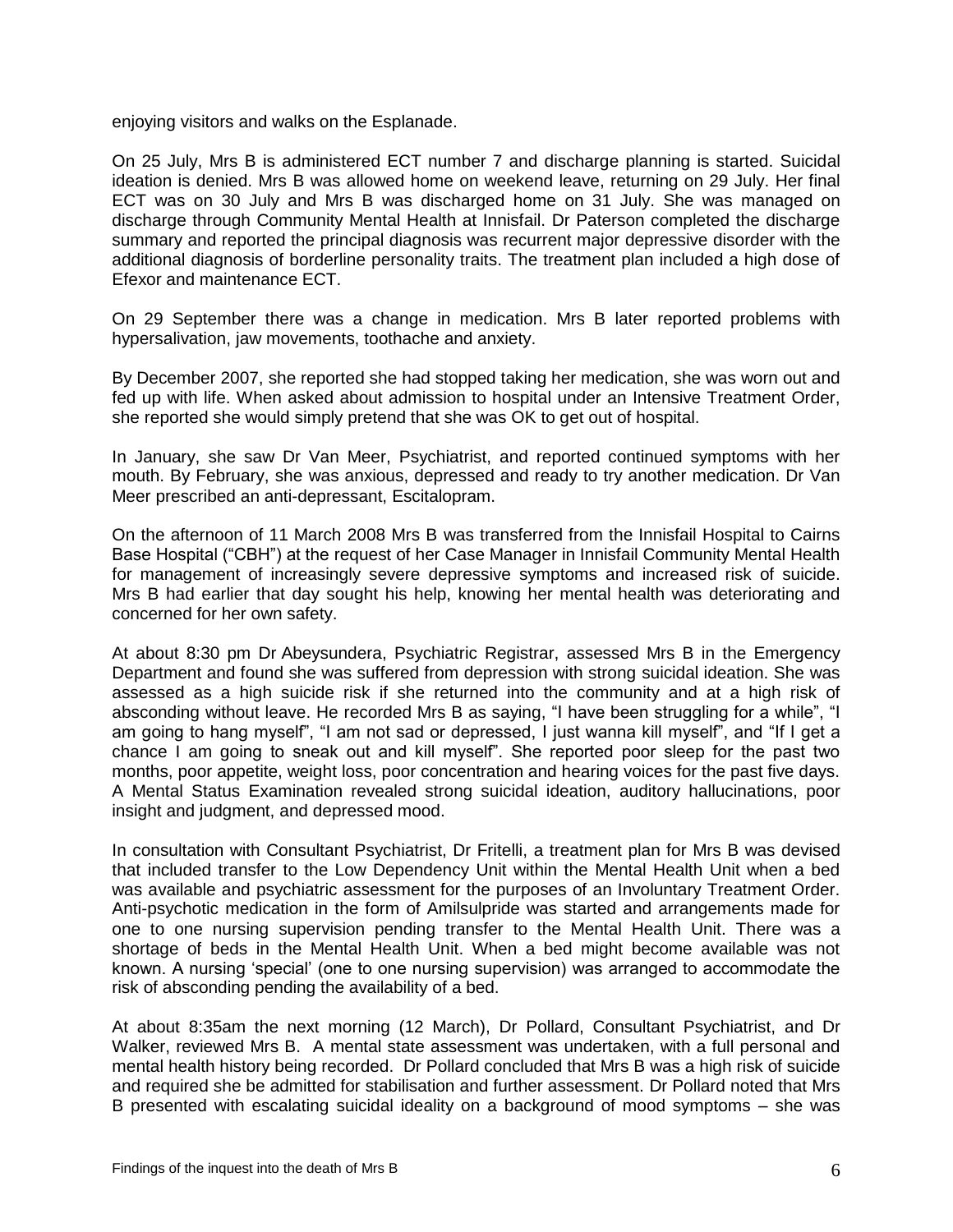enjoying visitors and walks on the Esplanade.

On 25 July, Mrs B is administered ECT number 7 and discharge planning is started. Suicidal ideation is denied. Mrs B was allowed home on weekend leave, returning on 29 July. Her final ECT was on 30 July and Mrs B was discharged home on 31 July. She was managed on discharge through Community Mental Health at Innisfail. Dr Paterson completed the discharge summary and reported the principal diagnosis was recurrent major depressive disorder with the additional diagnosis of borderline personality traits. The treatment plan included a high dose of Efexor and maintenance ECT.

On 29 September there was a change in medication. Mrs B later reported problems with hypersalivation, jaw movements, toothache and anxiety.

By December 2007, she reported she had stopped taking her medication, she was worn out and fed up with life. When asked about admission to hospital under an Intensive Treatment Order, she reported she would simply pretend that she was OK to get out of hospital.

In January, she saw Dr Van Meer, Psychiatrist, and reported continued symptoms with her mouth. By February, she was anxious, depressed and ready to try another medication. Dr Van Meer prescribed an anti-depressant, Escitalopram.

On the afternoon of 11 March 2008 Mrs B was transferred from the Innisfail Hospital to Cairns Base Hospital ("CBH") at the request of her Case Manager in Innisfail Community Mental Health for management of increasingly severe depressive symptoms and increased risk of suicide. Mrs B had earlier that day sought his help, knowing her mental health was deteriorating and concerned for her own safety.

At about 8:30 pm Dr Abeysundera, Psychiatric Registrar, assessed Mrs B in the Emergency Department and found she was suffered from depression with strong suicidal ideation. She was assessed as a high suicide risk if she returned into the community and at a high risk of absconding without leave. He recorded Mrs B as saying, "I have been struggling for a while", "I am going to hang myself", "I am not sad or depressed, I just wanna kill myself", and "If I get a chance I am going to sneak out and kill myself". She reported poor sleep for the past two months, poor appetite, weight loss, poor concentration and hearing voices for the past five days. A Mental Status Examination revealed strong suicidal ideation, auditory hallucinations, poor insight and judgment, and depressed mood.

In consultation with Consultant Psychiatrist, Dr Fritelli, a treatment plan for Mrs B was devised that included transfer to the Low Dependency Unit within the Mental Health Unit when a bed was available and psychiatric assessment for the purposes of an Involuntary Treatment Order. Anti-psychotic medication in the form of Amilsulpride was started and arrangements made for one to one nursing supervision pending transfer to the Mental Health Unit. There was a shortage of beds in the Mental Health Unit. When a bed might become available was not known. A nursing 'special' (one to one nursing supervision) was arranged to accommodate the risk of absconding pending the availability of a bed.

At about 8:35am the next morning (12 March), Dr Pollard, Consultant Psychiatrist, and Dr Walker, reviewed Mrs B. A mental state assessment was undertaken, with a full personal and mental health history being recorded. Dr Pollard concluded that Mrs B was a high risk of suicide and required she be admitted for stabilisation and further assessment. Dr Pollard noted that Mrs B presented with escalating suicidal ideality on a background of mood symptoms – she was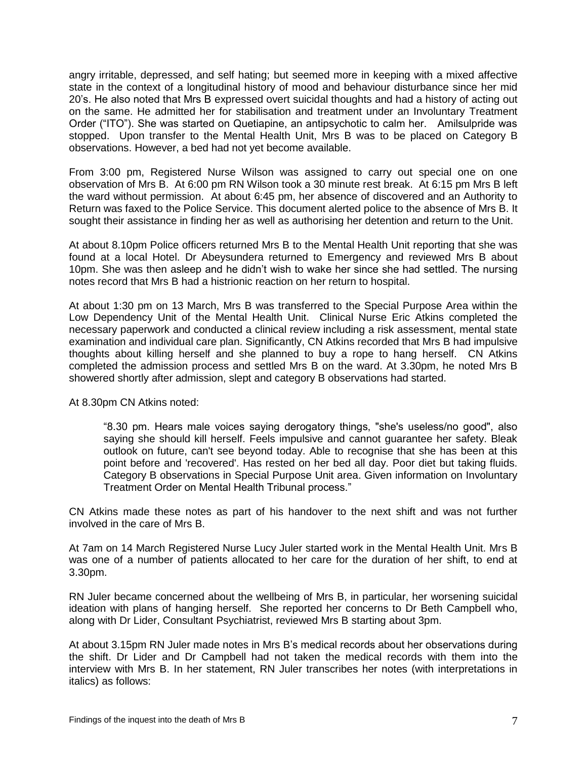angry irritable, depressed, and self hating; but seemed more in keeping with a mixed affective state in the context of a longitudinal history of mood and behaviour disturbance since her mid 20's. He also noted that Mrs B expressed overt suicidal thoughts and had a history of acting out on the same. He admitted her for stabilisation and treatment under an Involuntary Treatment Order ("ITO"). She was started on Quetiapine, an antipsychotic to calm her. Amilsulpride was stopped. Upon transfer to the Mental Health Unit, Mrs B was to be placed on Category B observations. However, a bed had not yet become available.

From 3:00 pm, Registered Nurse Wilson was assigned to carry out special one on one observation of Mrs B. At 6:00 pm RN Wilson took a 30 minute rest break. At 6:15 pm Mrs B left the ward without permission. At about 6:45 pm, her absence of discovered and an Authority to Return was faxed to the Police Service. This document alerted police to the absence of Mrs B. It sought their assistance in finding her as well as authorising her detention and return to the Unit.

At about 8.10pm Police officers returned Mrs B to the Mental Health Unit reporting that she was found at a local Hotel. Dr Abeysundera returned to Emergency and reviewed Mrs B about 10pm. She was then asleep and he didn't wish to wake her since she had settled. The nursing notes record that Mrs B had a histrionic reaction on her return to hospital.

At about 1:30 pm on 13 March, Mrs B was transferred to the Special Purpose Area within the Low Dependency Unit of the Mental Health Unit. Clinical Nurse Eric Atkins completed the necessary paperwork and conducted a clinical review including a risk assessment, mental state examination and individual care plan. Significantly, CN Atkins recorded that Mrs B had impulsive thoughts about killing herself and she planned to buy a rope to hang herself. CN Atkins completed the admission process and settled Mrs B on the ward. At 3.30pm, he noted Mrs B showered shortly after admission, slept and category B observations had started.

At 8.30pm CN Atkins noted:

> "8.30 pm. Hears male voices saying derogatory things, "she's useless/no good", also saying she should kill herself. Feels impulsive and cannot guarantee her safety. Bleak outlook on future, can't see beyond today. Able to recognise that she has been at this point before and 'recovered'. Has rested on her bed all day. Poor diet but taking fluids. Category B observations in Special Purpose Unit area. Given information on Involuntary Treatment Order on Mental Health Tribunal process."

CN Atkins made these notes as part of his handover to the next shift and was not further involved in the care of Mrs B.

At 7am on 14 March Registered Nurse Lucy Juler started work in the Mental Health Unit. Mrs B was one of a number of patients allocated to her care for the duration of her shift, to end at 3.30pm.

RN Juler became concerned about the wellbeing of Mrs B, in particular, her worsening suicidal ideation with plans of hanging herself. She reported her concerns to Dr Beth Campbell who, along with Dr Lider, Consultant Psychiatrist, reviewed Mrs B starting about 3pm.

At about 3.15pm RN Juler made notes in Mrs B's medical records about her observations during the shift. Dr Lider and Dr Campbell had not taken the medical records with them into the interview with Mrs B. In her statement, RN Juler transcribes her notes (with interpretations in italics) as follows: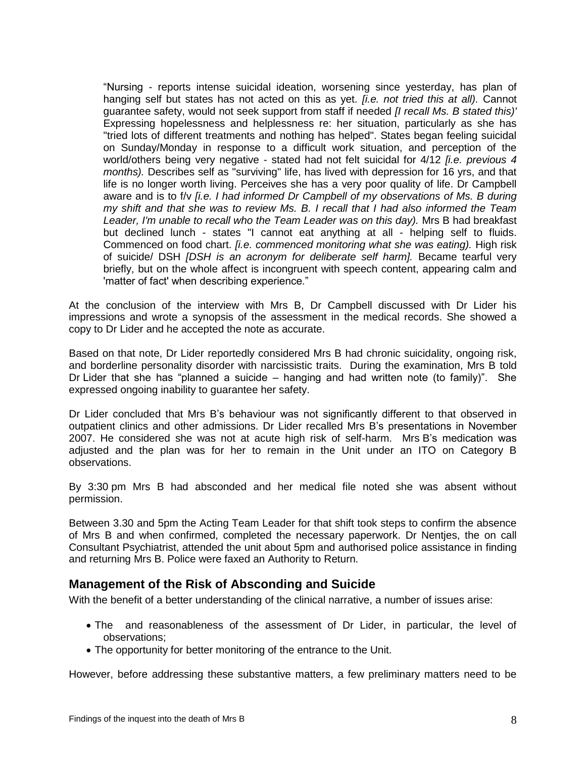> "Nursing - reports intense suicidal ideation, worsening since yesterday, has plan of hanging self but states has not acted on this as yet. *[i.e. not tried this at all).* Cannot guarantee safety, would not seek support from staff if needed *[I recall Ms. B stated this)'* Expressing hopelessness and helplessness re: her situation, particularly as she has "tried lots of different treatments and nothing has helped". States began feeling suicidal on Sunday/Monday in response to a difficult work situation, and perception of the world/others being very negative - stated had not felt suicidal for 4/12 *[i.e. previous 4 months).* Describes self as "surviving" life, has lived with depression for 16 yrs, and that life is no longer worth living. Perceives she has a very poor quality of life. Dr Campbell aware and is to f/v *[i.e. I had informed Dr Campbell of my observations of Ms. B during my shift and that she was to review Ms. B. I recall that I had also informed the Team Leader, I'm unable to recall who the Team Leader was on this day).* Mrs B had breakfast but declined lunch - states "I cannot eat anything at all - helping self to fluids. Commenced on food chart. *[i.e. commenced monitoring what she was eating).* High risk of suicide/ DSH *[DSH is an acronym for deliberate self harm].* Became tearful very briefly, but on the whole affect is incongruent with speech content, appearing calm and 'matter of fact' when describing experience."

At the conclusion of the interview with Mrs B, Dr Campbell discussed with Dr Lider his impressions and wrote a synopsis of the assessment in the medical records. She showed a copy to Dr Lider and he accepted the note as accurate.

Based on that note, Dr Lider reportedly considered Mrs B had chronic suicidality, ongoing risk, and borderline personality disorder with narcissistic traits. During the examination, Mrs B told Dr Lider that she has "planned a suicide – hanging and had written note (to family)". She expressed ongoing inability to guarantee her safety.

Dr Lider concluded that Mrs B's behaviour was not significantly different to that observed in outpatient clinics and other admissions. Dr Lider recalled Mrs B's presentations in November 2007. He considered she was not at acute high risk of self-harm. Mrs B's medication was adjusted and the plan was for her to remain in the Unit under an ITO on Category B observations.

By 3:30 pm Mrs B had absconded and her medical file noted she was absent without permission.

Between 3.30 and 5pm the Acting Team Leader for that shift took steps to confirm the absence of Mrs B and when confirmed, completed the necessary paperwork. Dr Nentjes, the on call Consultant Psychiatrist, attended the unit about 5pm and authorised police assistance in finding and returning Mrs B. Police were faxed an Authority to Return.

## Management of the Risk of Absconding and Suicide

With the benefit of a better understanding of the clinical narrative, a number of issues arise:

- The and reasonableness of the assessment of Dr Lider, in particular, the level of observations;
- The opportunity for better monitoring of the entrance to the Unit.

However, before addressing these substantive matters, a few preliminary matters need to be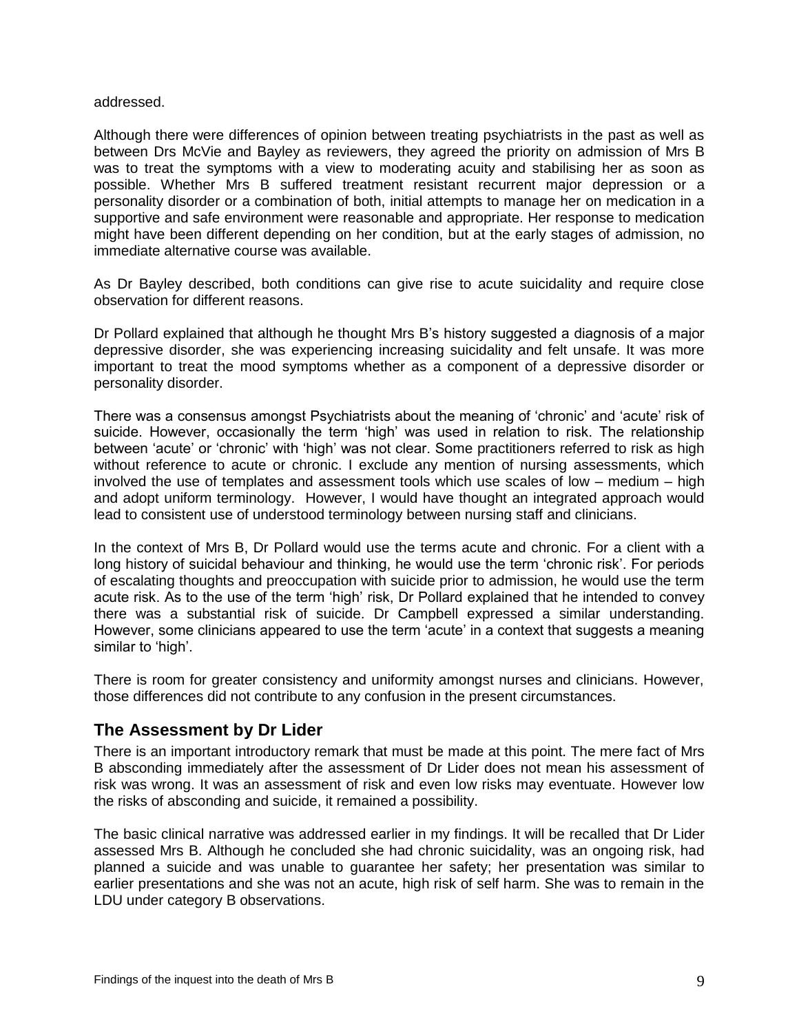addressed.

Although there were differences of opinion between treating psychiatrists in the past as well as between Drs McVie and Bayley as reviewers, they agreed the priority on admission of Mrs B was to treat the symptoms with a view to moderating acuity and stabilising her as soon as possible. Whether Mrs B suffered treatment resistant recurrent major depression or a personality disorder or a combination of both, initial attempts to manage her on medication in a supportive and safe environment were reasonable and appropriate. Her response to medication might have been different depending on her condition, but at the early stages of admission, no immediate alternative course was available.

As Dr Bayley described, both conditions can give rise to acute suicidality and require close observation for different reasons.

Dr Pollard explained that although he thought Mrs B's history suggested a diagnosis of a major depressive disorder, she was experiencing increasing suicidality and felt unsafe. It was more important to treat the mood symptoms whether as a component of a depressive disorder or personality disorder.

There was a consensus amongst Psychiatrists about the meaning of 'chronic' and 'acute' risk of suicide. However, occasionally the term 'high' was used in relation to risk. The relationship between 'acute' or 'chronic' with 'high' was not clear. Some practitioners referred to risk as high without reference to acute or chronic. I exclude any mention of nursing assessments, which involved the use of templates and assessment tools which use scales of low – medium – high and adopt uniform terminology. However, I would have thought an integrated approach would lead to consistent use of understood terminology between nursing staff and clinicians.

In the context of Mrs B, Dr Pollard would use the terms acute and chronic. For a client with a long history of suicidal behaviour and thinking, he would use the term 'chronic risk'. For periods of escalating thoughts and preoccupation with suicide prior to admission, he would use the term acute risk. As to the use of the term 'high' risk, Dr Pollard explained that he intended to convey there was a substantial risk of suicide. Dr Campbell expressed a similar understanding. However, some clinicians appeared to use the term 'acute' in a context that suggests a meaning similar to 'high'.

There is room for greater consistency and uniformity amongst nurses and clinicians. However, those differences did not contribute to any confusion in the present circumstances.

## The Assessment by Dr Lider

There is an important introductory remark that must be made at this point. The mere fact of Mrs B absconding immediately after the assessment of Dr Lider does not mean his assessment of risk was wrong. It was an assessment of risk and even low risks may eventuate. However low the risks of absconding and suicide, it remained a possibility.

The basic clinical narrative was addressed earlier in my findings. It will be recalled that Dr Lider assessed Mrs B. Although he concluded she had chronic suicidality, was an ongoing risk, had planned a suicide and was unable to guarantee her safety; her presentation was similar to earlier presentations and she was not an acute, high risk of self harm. She was to remain in the LDU under category B observations.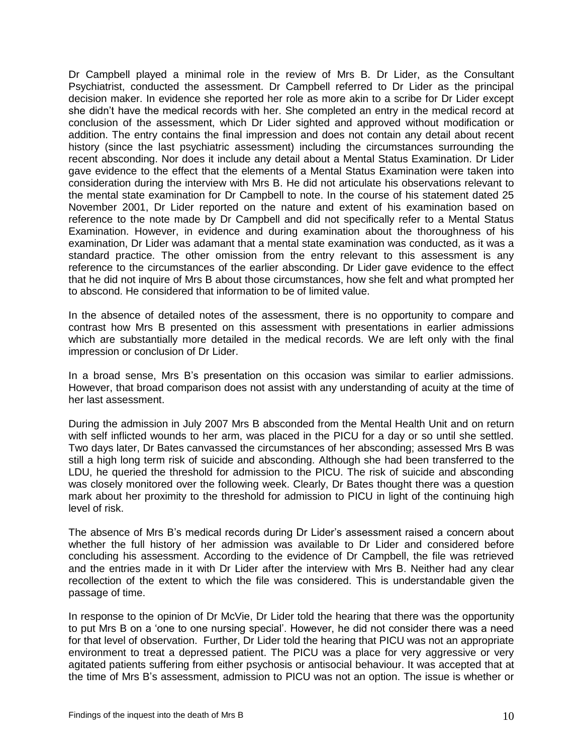Dr Campbell played a minimal role in the review of Mrs B. Dr Lider, as the Consultant Psychiatrist, conducted the assessment. Dr Campbell referred to Dr Lider as the principal decision maker. In evidence she reported her role as more akin to a scribe for Dr Lider except she didn't have the medical records with her. She completed an entry in the medical record at conclusion of the assessment, which Dr Lider sighted and approved without modification or addition. The entry contains the final impression and does not contain any detail about recent history (since the last psychiatric assessment) including the circumstances surrounding the recent absconding. Nor does it include any detail about a Mental Status Examination. Dr Lider gave evidence to the effect that the elements of a Mental Status Examination were taken into consideration during the interview with Mrs B. He did not articulate his observations relevant to the mental state examination for Dr Campbell to note. In the course of his statement dated 25 November 2001, Dr Lider reported on the nature and extent of his examination based on reference to the note made by Dr Campbell and did not specifically refer to a Mental Status Examination. However, in evidence and during examination about the thoroughness of his examination, Dr Lider was adamant that a mental state examination was conducted, as it was a standard practice. The other omission from the entry relevant to this assessment is any reference to the circumstances of the earlier absconding. Dr Lider gave evidence to the effect that he did not inquire of Mrs B about those circumstances, how she felt and what prompted her to abscond. He considered that information to be of limited value.

In the absence of detailed notes of the assessment, there is no opportunity to compare and contrast how Mrs B presented on this assessment with presentations in earlier admissions which are substantially more detailed in the medical records. We are left only with the final impression or conclusion of Dr Lider.

In a broad sense, Mrs B's presentation on this occasion was similar to earlier admissions. However, that broad comparison does not assist with any understanding of acuity at the time of her last assessment.

During the admission in July 2007 Mrs B absconded from the Mental Health Unit and on return with self inflicted wounds to her arm, was placed in the PICU for a day or so until she settled. Two days later, Dr Bates canvassed the circumstances of her absconding; assessed Mrs B was still a high long term risk of suicide and absconding. Although she had been transferred to the LDU, he queried the threshold for admission to the PICU. The risk of suicide and absconding was closely monitored over the following week. Clearly, Dr Bates thought there was a question mark about her proximity to the threshold for admission to PICU in light of the continuing high level of risk.

The absence of Mrs B's medical records during Dr Lider's assessment raised a concern about whether the full history of her admission was available to Dr Lider and considered before concluding his assessment. According to the evidence of Dr Campbell, the file was retrieved and the entries made in it with Dr Lider after the interview with Mrs B. Neither had any clear recollection of the extent to which the file was considered. This is understandable given the passage of time.

In response to the opinion of Dr McVie, Dr Lider told the hearing that there was the opportunity to put Mrs B on a 'one to one nursing special'. However, he did not consider there was a need for that level of observation. Further, Dr Lider told the hearing that PICU was not an appropriate environment to treat a depressed patient. The PICU was a place for very aggressive or very agitated patients suffering from either psychosis or antisocial behaviour. It was accepted that at the time of Mrs B's assessment, admission to PICU was not an option. The issue is whether or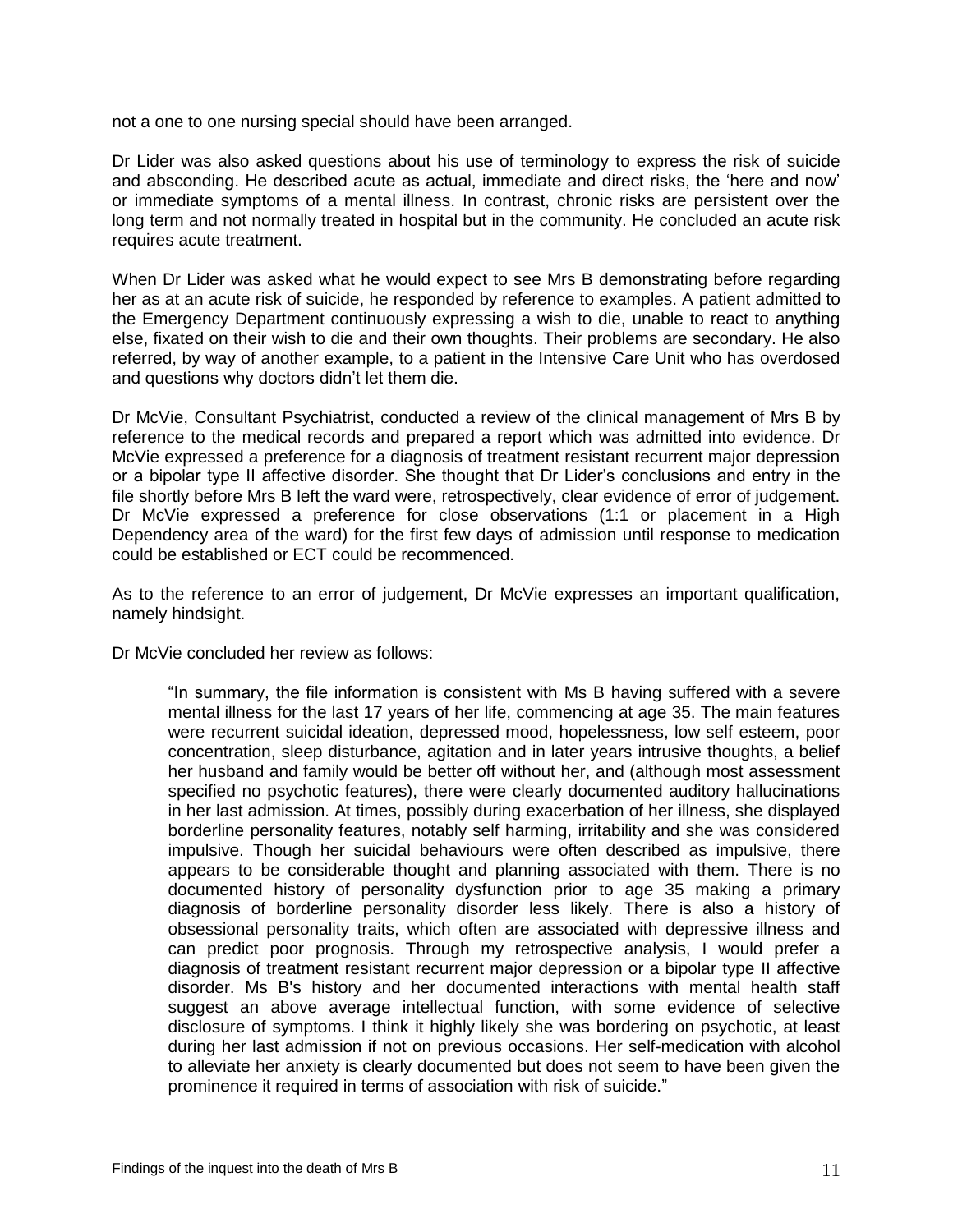not a one to one nursing special should have been arranged.

Dr Lider was also asked questions about his use of terminology to express the risk of suicide and absconding. He described acute as actual, immediate and direct risks, the 'here and now' or immediate symptoms of a mental illness. In contrast, chronic risks are persistent over the long term and not normally treated in hospital but in the community. He concluded an acute risk requires acute treatment.

When Dr Lider was asked what he would expect to see Mrs B demonstrating before regarding her as at an acute risk of suicide, he responded by reference to examples. A patient admitted to the Emergency Department continuously expressing a wish to die, unable to react to anything else, fixated on their wish to die and their own thoughts. Their problems are secondary. He also referred, by way of another example, to a patient in the Intensive Care Unit who has overdosed and questions why doctors didn't let them die.

Dr McVie, Consultant Psychiatrist, conducted a review of the clinical management of Mrs B by reference to the medical records and prepared a report which was admitted into evidence. Dr McVie expressed a preference for a diagnosis of treatment resistant recurrent major depression or a bipolar type II affective disorder. She thought that Dr Lider's conclusions and entry in the file shortly before Mrs B left the ward were, retrospectively, clear evidence of error of judgement. Dr McVie expressed a preference for close observations (1:1 or placement in a High Dependency area of the ward) for the first few days of admission until response to medication could be established or ECT could be recommenced.

As to the reference to an error of judgement, Dr McVie expresses an important qualification, namely hindsight.

Dr McVie concluded her review as follows:

> "In summary, the file information is consistent with Ms B having suffered with a severe mental illness for the last 17 years of her life, commencing at age 35. The main features were recurrent suicidal ideation, depressed mood, hopelessness, low self esteem, poor concentration, sleep disturbance, agitation and in later years intrusive thoughts, a belief her husband and family would be better off without her, and (although most assessment specified no psychotic features), there were clearly documented auditory hallucinations in her last admission. At times, possibly during exacerbation of her illness, she displayed borderline personality features, notably self harming, irritability and she was considered impulsive. Though her suicidal behaviours were often described as impulsive, there appears to be considerable thought and planning associated with them. There is no documented history of personality dysfunction prior to age 35 making a primary diagnosis of borderline personality disorder less likely. There is also a history of obsessional personality traits, which often are associated with depressive illness and can predict poor prognosis. Through my retrospective analysis, I would prefer a diagnosis of treatment resistant recurrent major depression or a bipolar type II affective disorder. Ms B's history and her documented interactions with mental health staff suggest an above average intellectual function, with some evidence of selective disclosure of symptoms. I think it highly likely she was bordering on psychotic, at least during her last admission if not on previous occasions. Her self-medication with alcohol to alleviate her anxiety is clearly documented but does not seem to have been given the prominence it required in terms of association with risk of suicide."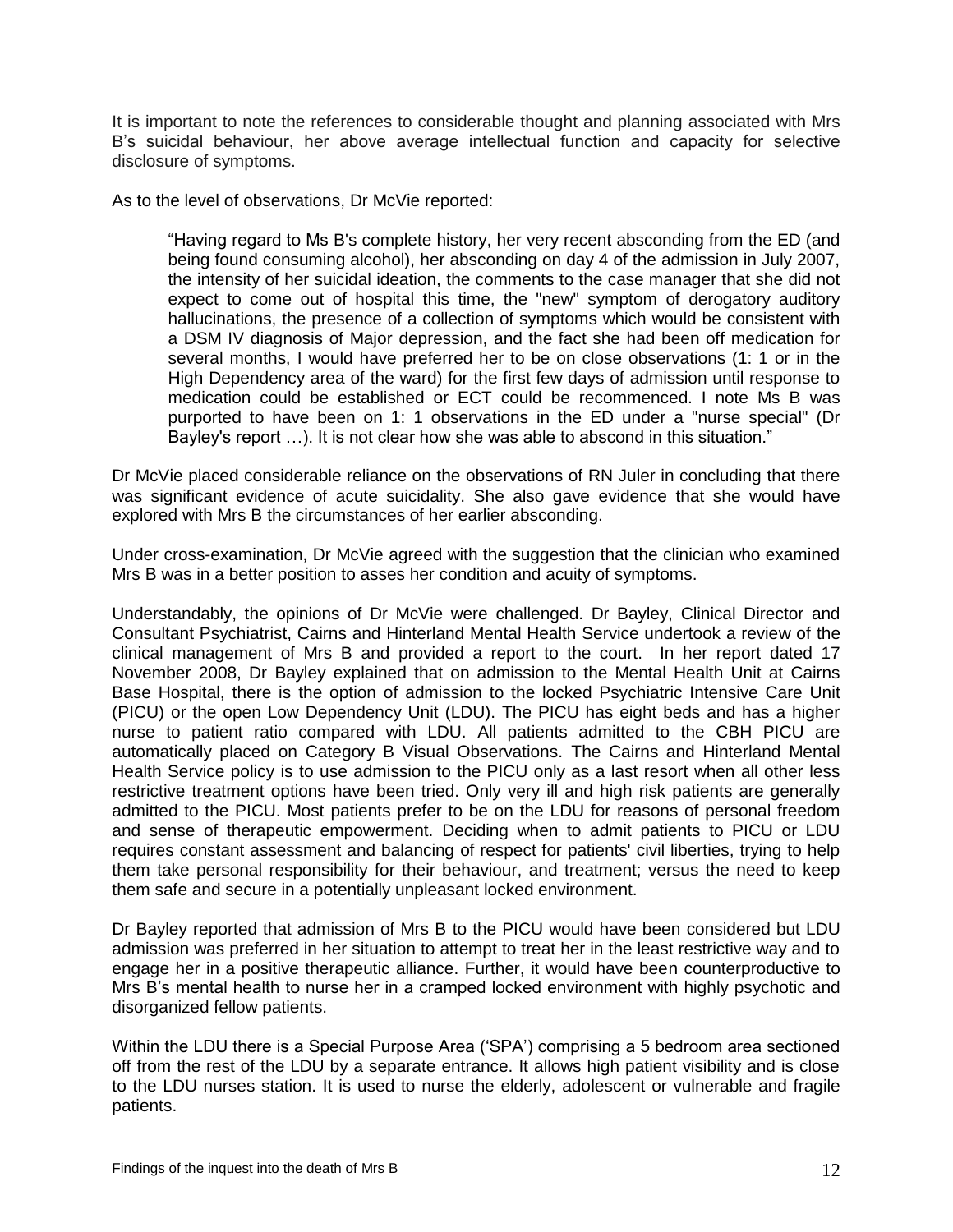It is important to note the references to considerable thought and planning associated with Mrs B's suicidal behaviour, her above average intellectual function and capacity for selective disclosure of symptoms.

As to the level of observations, Dr McVie reported:

> "Having regard to Ms B's complete history, her very recent absconding from the ED (and being found consuming alcohol), her absconding on day 4 of the admission in July 2007, the intensity of her suicidal ideation, the comments to the case manager that she did not expect to come out of hospital this time, the "new" symptom of derogatory auditory hallucinations, the presence of a collection of symptoms which would be consistent with a DSM IV diagnosis of Major depression, and the fact she had been off medication for several months, I would have preferred her to be on close observations (1: 1 or in the High Dependency area of the ward) for the first few days of admission until response to medication could be established or ECT could be recommenced. I note Ms B was purported to have been on 1: 1 observations in the ED under a "nurse special" (Dr Bayley's report …). It is not clear how she was able to abscond in this situation."

Dr McVie placed considerable reliance on the observations of RN Juler in concluding that there was significant evidence of acute suicidality. She also gave evidence that she would have explored with Mrs B the circumstances of her earlier absconding.

Under cross-examination, Dr McVie agreed with the suggestion that the clinician who examined Mrs B was in a better position to asses her condition and acuity of symptoms.

Understandably, the opinions of Dr McVie were challenged. Dr Bayley, Clinical Director and Consultant Psychiatrist, Cairns and Hinterland Mental Health Service undertook a review of the clinical management of Mrs B and provided a report to the court. In her report dated 17 November 2008, Dr Bayley explained that on admission to the Mental Health Unit at Cairns Base Hospital, there is the option of admission to the locked Psychiatric Intensive Care Unit (PICU) or the open Low Dependency Unit (LDU). The PICU has eight beds and has a higher nurse to patient ratio compared with LDU. All patients admitted to the CBH PICU are automatically placed on Category B Visual Observations. The Cairns and Hinterland Mental Health Service policy is to use admission to the PICU only as a last resort when all other less restrictive treatment options have been tried. Only very ill and high risk patients are generally admitted to the PICU. Most patients prefer to be on the LDU for reasons of personal freedom and sense of therapeutic empowerment. Deciding when to admit patients to PICU or LDU requires constant assessment and balancing of respect for patients' civil liberties, trying to help them take personal responsibility for their behaviour, and treatment; versus the need to keep them safe and secure in a potentially unpleasant locked environment.

Dr Bayley reported that admission of Mrs B to the PICU would have been considered but LDU admission was preferred in her situation to attempt to treat her in the least restrictive way and to engage her in a positive therapeutic alliance. Further, it would have been counterproductive to Mrs B's mental health to nurse her in a cramped locked environment with highly psychotic and disorganized fellow patients.

Within the LDU there is a Special Purpose Area ('SPA') comprising a 5 bedroom area sectioned off from the rest of the LDU by a separate entrance. It allows high patient visibility and is close to the LDU nurses station. It is used to nurse the elderly, adolescent or vulnerable and fragile patients.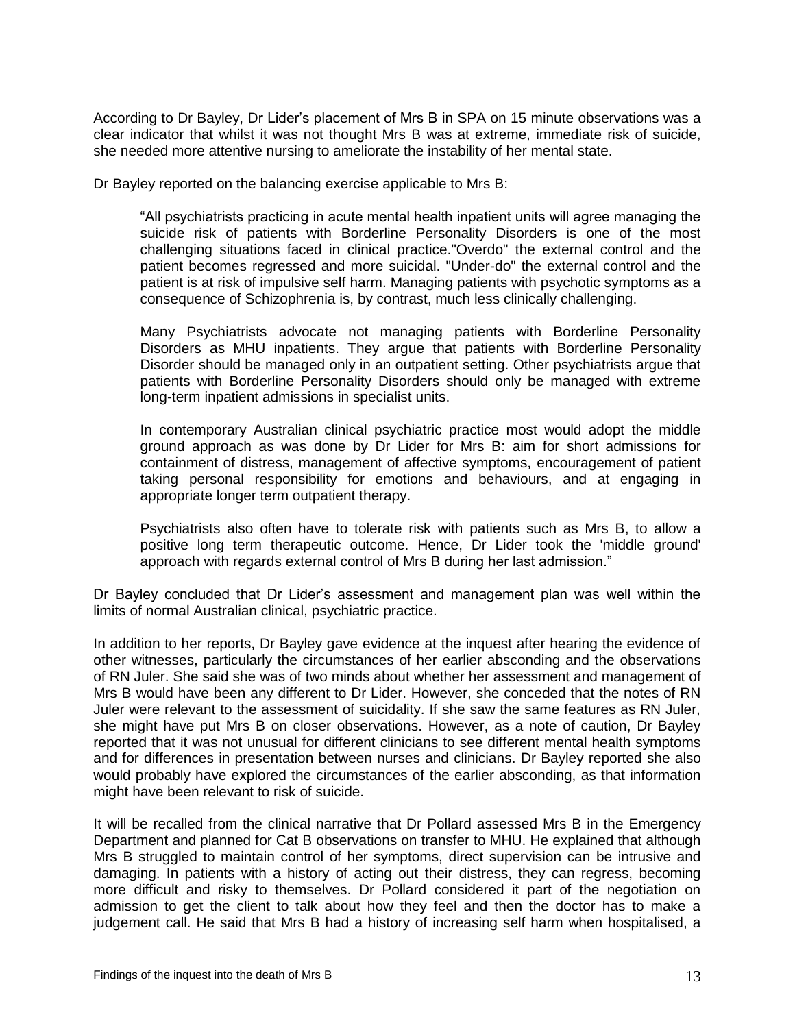According to Dr Bayley, Dr Lider's placement of Mrs B in SPA on 15 minute observations was a clear indicator that whilst it was not thought Mrs B was at extreme, immediate risk of suicide, she needed more attentive nursing to ameliorate the instability of her mental state.

Dr Bayley reported on the balancing exercise applicable to Mrs B:

> "All psychiatrists practicing in acute mental health inpatient units will agree managing the suicide risk of patients with Borderline Personality Disorders is one of the most challenging situations faced in clinical practice."Overdo" the external control and the patient becomes regressed and more suicidal. "Under-do" the external control and the patient is at risk of impulsive self harm. Managing patients with psychotic symptoms as a consequence of Schizophrenia is, by contrast, much less clinically challenging.
>
> Many Psychiatrists advocate not managing patients with Borderline Personality Disorders as MHU inpatients. They argue that patients with Borderline Personality Disorder should be managed only in an outpatient setting. Other psychiatrists argue that patients with Borderline Personality Disorders should only be managed with extreme long-term inpatient admissions in specialist units.
>
> In contemporary Australian clinical psychiatric practice most would adopt the middle ground approach as was done by Dr Lider for Mrs B: aim for short admissions for containment of distress, management of affective symptoms, encouragement of patient taking personal responsibility for emotions and behaviours, and at engaging in appropriate longer term outpatient therapy.
>
> Psychiatrists also often have to tolerate risk with patients such as Mrs B, to allow a positive long term therapeutic outcome. Hence, Dr Lider took the 'middle ground' approach with regards external control of Mrs B during her last admission."

Dr Bayley concluded that Dr Lider's assessment and management plan was well within the limits of normal Australian clinical, psychiatric practice.

In addition to her reports, Dr Bayley gave evidence at the inquest after hearing the evidence of other witnesses, particularly the circumstances of her earlier absconding and the observations of RN Juler. She said she was of two minds about whether her assessment and management of Mrs B would have been any different to Dr Lider. However, she conceded that the notes of RN Juler were relevant to the assessment of suicidality. If she saw the same features as RN Juler, she might have put Mrs B on closer observations. However, as a note of caution, Dr Bayley reported that it was not unusual for different clinicians to see different mental health symptoms and for differences in presentation between nurses and clinicians. Dr Bayley reported she also would probably have explored the circumstances of the earlier absconding, as that information might have been relevant to risk of suicide.

It will be recalled from the clinical narrative that Dr Pollard assessed Mrs B in the Emergency Department and planned for Cat B observations on transfer to MHU. He explained that although Mrs B struggled to maintain control of her symptoms, direct supervision can be intrusive and damaging. In patients with a history of acting out their distress, they can regress, becoming more difficult and risky to themselves. Dr Pollard considered it part of the negotiation on admission to get the client to talk about how they feel and then the doctor has to make a judgement call. He said that Mrs B had a history of increasing self harm when hospitalised, a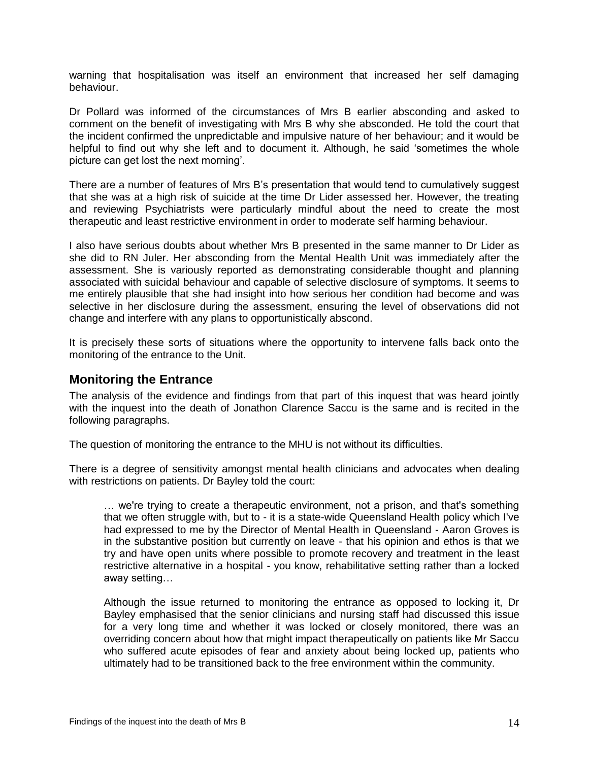warning that hospitalisation was itself an environment that increased her self damaging behaviour.

Dr Pollard was informed of the circumstances of Mrs B earlier absconding and asked to comment on the benefit of investigating with Mrs B why she absconded. He told the court that the incident confirmed the unpredictable and impulsive nature of her behaviour; and it would be helpful to find out why she left and to document it. Although, he said 'sometimes the whole picture can get lost the next morning'.

There are a number of features of Mrs B's presentation that would tend to cumulatively suggest that she was at a high risk of suicide at the time Dr Lider assessed her. However, the treating and reviewing Psychiatrists were particularly mindful about the need to create the most therapeutic and least restrictive environment in order to moderate self harming behaviour.

I also have serious doubts about whether Mrs B presented in the same manner to Dr Lider as she did to RN Juler. Her absconding from the Mental Health Unit was immediately after the assessment. She is variously reported as demonstrating considerable thought and planning associated with suicidal behaviour and capable of selective disclosure of symptoms. It seems to me entirely plausible that she had insight into how serious her condition had become and was selective in her disclosure during the assessment, ensuring the level of observations did not change and interfere with any plans to opportunistically abscond.

It is precisely these sorts of situations where the opportunity to intervene falls back onto the monitoring of the entrance to the Unit.

## Monitoring the Entrance

The analysis of the evidence and findings from that part of this inquest that was heard jointly with the inquest into the death of Jonathon Clarence Saccu is the same and is recited in the following paragraphs.

The question of monitoring the entrance to the MHU is not without its difficulties.

There is a degree of sensitivity amongst mental health clinicians and advocates when dealing with restrictions on patients. Dr Bayley told the court:

> … we're trying to create a therapeutic environment, not a prison, and that's something that we often struggle with, but to - it is a state-wide Queensland Health policy which I've had expressed to me by the Director of Mental Health in Queensland - Aaron Groves is in the substantive position but currently on leave - that his opinion and ethos is that we try and have open units where possible to promote recovery and treatment in the least restrictive alternative in a hospital - you know, rehabilitative setting rather than a locked away setting…
>
> Although the issue returned to monitoring the entrance as opposed to locking it, Dr Bayley emphasised that the senior clinicians and nursing staff had discussed this issue for a very long time and whether it was locked or closely monitored, there was an overriding concern about how that might impact therapeutically on patients like Mr Saccu who suffered acute episodes of fear and anxiety about being locked up, patients who ultimately had to be transitioned back to the free environment within the community.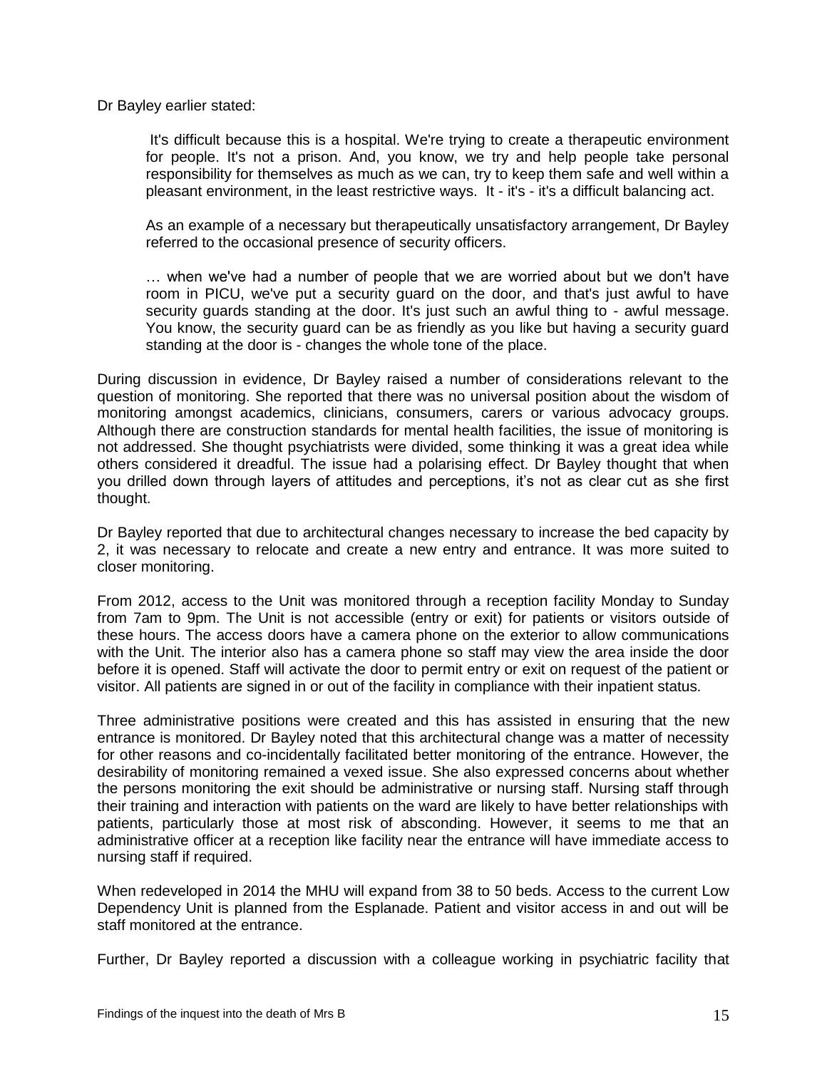Dr Bayley earlier stated:

> It's difficult because this is a hospital. We're trying to create a therapeutic environment for people. It's not a prison. And, you know, we try and help people take personal responsibility for themselves as much as we can, try to keep them safe and well within a pleasant environment, in the least restrictive ways. It - it's - it's a difficult balancing act.
>
> As an example of a necessary but therapeutically unsatisfactory arrangement, Dr Bayley referred to the occasional presence of security officers.
>
> … when we've had a number of people that we are worried about but we don't have room in PICU, we've put a security guard on the door, and that's just awful to have security guards standing at the door. It's just such an awful thing to - awful message. You know, the security guard can be as friendly as you like but having a security guard standing at the door is - changes the whole tone of the place.

During discussion in evidence, Dr Bayley raised a number of considerations relevant to the question of monitoring. She reported that there was no universal position about the wisdom of monitoring amongst academics, clinicians, consumers, carers or various advocacy groups. Although there are construction standards for mental health facilities, the issue of monitoring is not addressed. She thought psychiatrists were divided, some thinking it was a great idea while others considered it dreadful. The issue had a polarising effect. Dr Bayley thought that when you drilled down through layers of attitudes and perceptions, it's not as clear cut as she first thought.

Dr Bayley reported that due to architectural changes necessary to increase the bed capacity by 2, it was necessary to relocate and create a new entry and entrance. It was more suited to closer monitoring.

From 2012, access to the Unit was monitored through a reception facility Monday to Sunday from 7am to 9pm. The Unit is not accessible (entry or exit) for patients or visitors outside of these hours. The access doors have a camera phone on the exterior to allow communications with the Unit. The interior also has a camera phone so staff may view the area inside the door before it is opened. Staff will activate the door to permit entry or exit on request of the patient or visitor. All patients are signed in or out of the facility in compliance with their inpatient status.

Three administrative positions were created and this has assisted in ensuring that the new entrance is monitored. Dr Bayley noted that this architectural change was a matter of necessity for other reasons and co-incidentally facilitated better monitoring of the entrance. However, the desirability of monitoring remained a vexed issue. She also expressed concerns about whether the persons monitoring the exit should be administrative or nursing staff. Nursing staff through their training and interaction with patients on the ward are likely to have better relationships with patients, particularly those at most risk of absconding. However, it seems to me that an administrative officer at a reception like facility near the entrance will have immediate access to nursing staff if required.

When redeveloped in 2014 the MHU will expand from 38 to 50 beds. Access to the current Low Dependency Unit is planned from the Esplanade. Patient and visitor access in and out will be staff monitored at the entrance.

Further, Dr Bayley reported a discussion with a colleague working in psychiatric facility that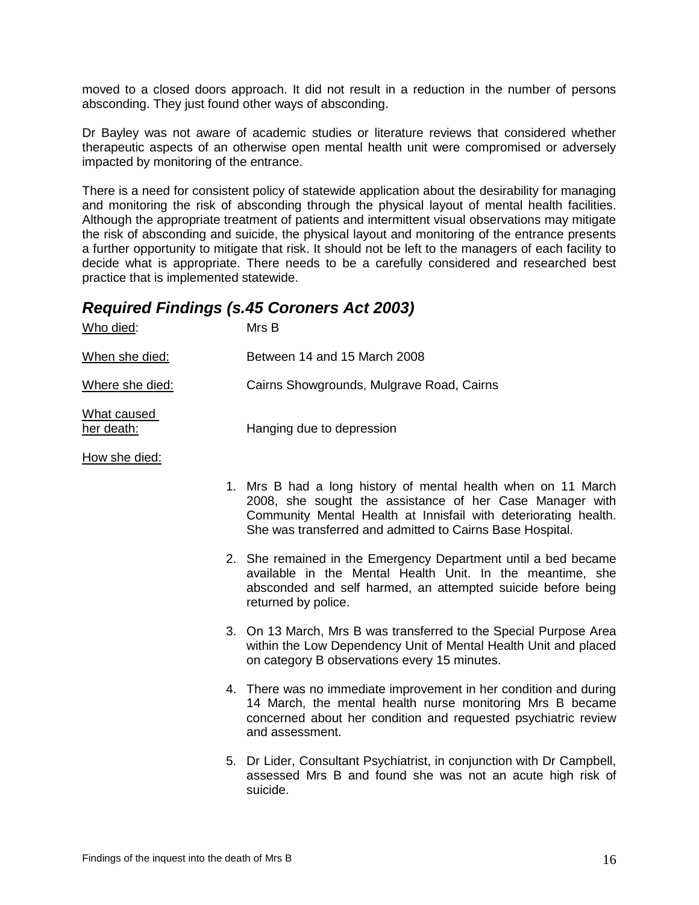moved to a closed doors approach. It did not result in a reduction in the number of persons absconding. They just found other ways of absconding.

Dr Bayley was not aware of academic studies or literature reviews that considered whether therapeutic aspects of an otherwise open mental health unit were compromised or adversely impacted by monitoring of the entrance.

There is a need for consistent policy of statewide application about the desirability for managing and monitoring the risk of absconding through the physical layout of mental health facilities. Although the appropriate treatment of patients and intermittent visual observations may mitigate the risk of absconding and suicide, the physical layout and monitoring of the entrance presents a further opportunity to mitigate that risk. It should not be left to the managers of each facility to decide what is appropriate. There needs to be a carefully considered and researched best practice that is implemented statewide.

## *Required Findings (s.45 Coroners Act 2003)*

Who died: Mrs B

When she died: Between 14 and 15 March 2008

Where she died: Cairns Showgrounds, Mulgrave Road, Cairns

What caused her death: Hanging due to depression

How she died:

1. Mrs B had a long history of mental health when on 11 March 2008, she sought the assistance of her Case Manager with Community Mental Health at Innisfail with deteriorating health. She was transferred and admitted to Cairns Base Hospital.

2. She remained in the Emergency Department until a bed became available in the Mental Health Unit. In the meantime, she absconded and self harmed, an attempted suicide before being returned by police.

3. On 13 March, Mrs B was transferred to the Special Purpose Area within the Low Dependency Unit of Mental Health Unit and placed on category B observations every 15 minutes.

4. There was no immediate improvement in her condition and during 14 March, the mental health nurse monitoring Mrs B became concerned about her condition and requested psychiatric review and assessment.

5. Dr Lider, Consultant Psychiatrist, in conjunction with Dr Campbell, assessed Mrs B and found she was not an acute high risk of suicide.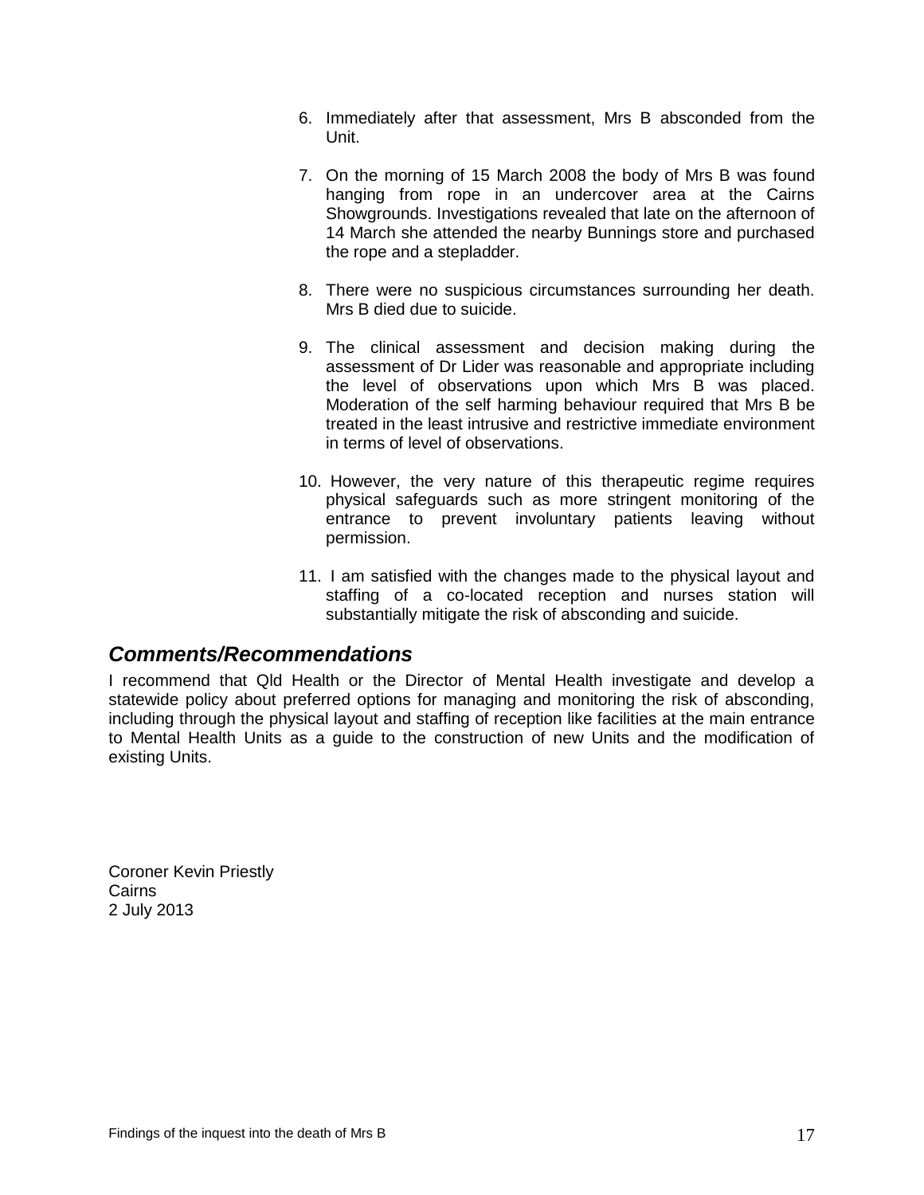6. Immediately after that assessment, Mrs B absconded from the Unit.

7. On the morning of 15 March 2008 the body of Mrs B was found hanging from rope in an undercover area at the Cairns Showgrounds. Investigations revealed that late on the afternoon of 14 March she attended the nearby Bunnings store and purchased the rope and a stepladder.

8. There were no suspicious circumstances surrounding her death. Mrs B died due to suicide.

9. The clinical assessment and decision making during the assessment of Dr Lider was reasonable and appropriate including the level of observations upon which Mrs B was placed. Moderation of the self harming behaviour required that Mrs B be treated in the least intrusive and restrictive immediate environment in terms of level of observations.

10. However, the very nature of this therapeutic regime requires physical safeguards such as more stringent monitoring of the entrance to prevent involuntary patients leaving without permission.

11. I am satisfied with the changes made to the physical layout and staffing of a co-located reception and nurses station will substantially mitigate the risk of absconding and suicide.

## *Comments/Recommendations*

I recommend that Qld Health or the Director of Mental Health investigate and develop a statewide policy about preferred options for managing and monitoring the risk of absconding, including through the physical layout and staffing of reception like facilities at the main entrance to Mental Health Units as a guide to the construction of new Units and the modification of existing Units.

Coroner Kevin Priestly
Cairns
2 July 2013